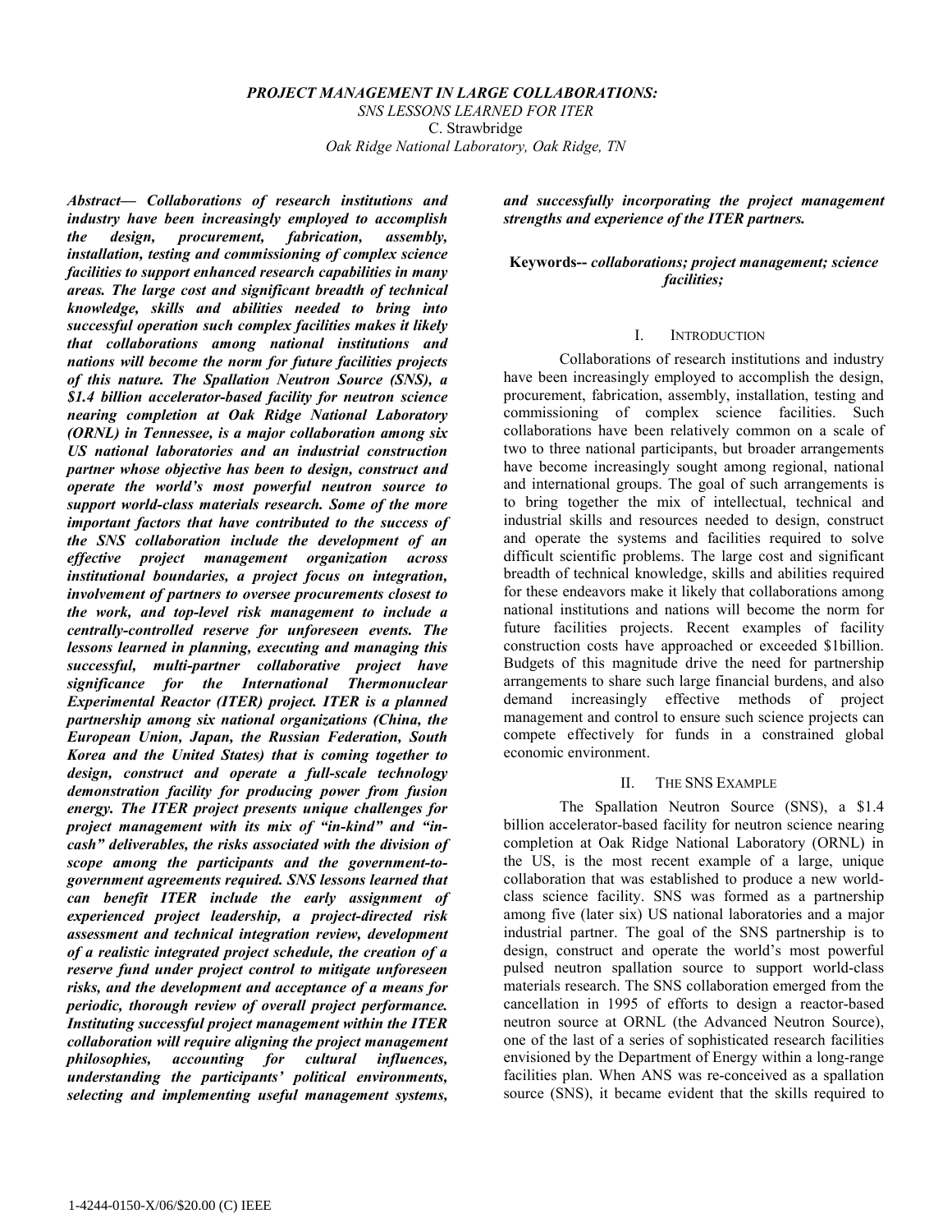# PROJECT MANAGEMENT IN LARGE COLLABORATIONS:

*SNS LESSONS LEARNED FOR ITER*

C. Strawbridge

*Oak Ridge National Laboratory, Oak Ridge, TN*

***Abstract— Collaborations of research institutions and industry have been increasingly employed to accomplish the design, procurement, fabrication, assembly, installation, testing and commissioning of complex science facilities to support enhanced research capabilities in many areas. The large cost and significant breadth of technical knowledge, skills and abilities needed to bring into successful operation such complex facilities makes it likely that collaborations among national institutions and nations will become the norm for future facilities projects of this nature. The Spallation Neutron Source (SNS), a $1.4 billion accelerator-based facility for neutron science nearing completion at Oak Ridge National Laboratory (ORNL) in Tennessee, is a major collaboration among six US national laboratories and an industrial construction partner whose objective has been to design, construct and operate the world's most powerful neutron source to support world-class materials research. Some of the more important factors that have contributed to the success of the SNS collaboration include the development of an effective project management organization across institutional boundaries, a project focus on integration, involvement of partners to oversee procurements closest to the work, and top-level risk management to include a centrally-controlled reserve for unforeseen events. The lessons learned in planning, executing and managing this successful, multi-partner collaborative project have significance for the International Thermonuclear Experimental Reactor (ITER) project. ITER is a planned partnership among six national organizations (China, the European Union, Japan, the Russian Federation, South Korea and the United States) that is coming together to design, construct and operate a full-scale technology demonstration facility for producing power from fusion energy. The ITER project presents unique challenges for project management with its mix of "in-kind" and "in-cash" deliverables, the risks associated with the division of scope among the participants and the government-to-government agreements required. SNS lessons learned that can benefit ITER include the early assignment of experienced project leadership, a project-directed risk assessment and technical integration review, development of a realistic integrated project schedule, the creation of a reserve fund under project control to mitigate unforeseen risks, and the development and acceptance of a means for periodic, thorough review of overall project performance. Instituting successful project management within the ITER collaboration will require aligning the project management philosophies, accounting for cultural influences, understanding the participants' political environments, selecting and implementing useful management systems, and successfully incorporating the project management strengths and experience of the ITER partners.***

**Keywords--** *collaborations; project management; science facilities;*

## I. Introduction

Collaborations of research institutions and industry have been increasingly employed to accomplish the design, procurement, fabrication, assembly, installation, testing and commissioning of complex science facilities. Such collaborations have been relatively common on a scale of two to three national participants, but broader arrangements have become increasingly sought among regional, national and international groups. The goal of such arrangements is to bring together the mix of intellectual, technical and industrial skills and resources needed to design, construct and operate the systems and facilities required to solve difficult scientific problems. The large cost and significant breadth of technical knowledge, skills and abilities required for these endeavors make it likely that collaborations among national institutions and nations will become the norm for future facilities projects. Recent examples of facility construction costs have approached or exceeded $1billion. Budgets of this magnitude drive the need for partnership arrangements to share such large financial burdens, and also demand increasingly effective methods of project management and control to ensure such science projects can compete effectively for funds in a constrained global economic environment.

## II. The SNS Example

The Spallation Neutron Source (SNS), a $1.4 billion accelerator-based facility for neutron science nearing completion at Oak Ridge National Laboratory (ORNL) in the US, is the most recent example of a large, unique collaboration that was established to produce a new world-class science facility. SNS was formed as a partnership among five (later six) US national laboratories and a major industrial partner. The goal of the SNS partnership is to design, construct and operate the world's most powerful pulsed neutron spallation source to support world-class materials research. The SNS collaboration emerged from the cancellation in 1995 of efforts to design a reactor-based neutron source at ORNL (the Advanced Neutron Source), one of the last of a series of sophisticated research facilities envisioned by the Department of Energy within a long-range facilities plan. When ANS was re-conceived as a spallation source (SNS), it became evident that the skills required to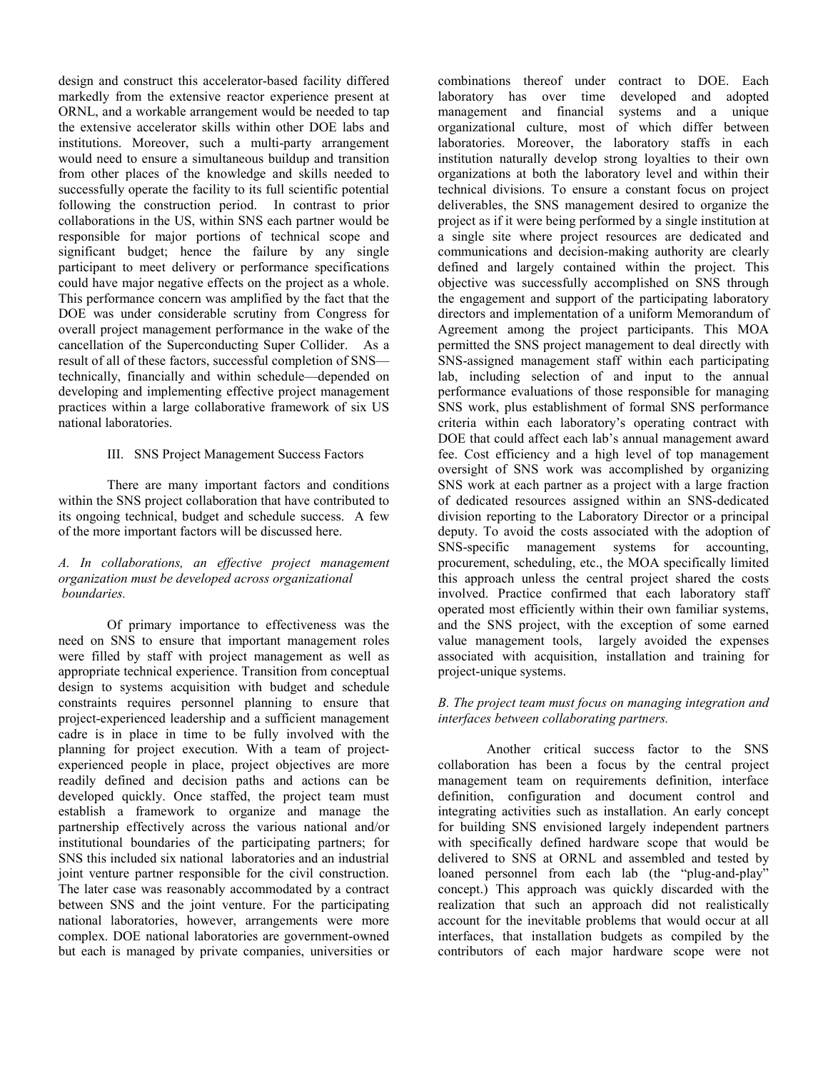design and construct this accelerator-based facility differed markedly from the extensive reactor experience present at ORNL, and a workable arrangement would be needed to tap the extensive accelerator skills within other DOE labs and institutions. Moreover, such a multi-party arrangement would need to ensure a simultaneous buildup and transition from other places of the knowledge and skills needed to successfully operate the facility to its full scientific potential following the construction period. In contrast to prior collaborations in the US, within SNS each partner would be responsible for major portions of technical scope and significant budget; hence the failure by any single participant to meet delivery or performance specifications could have major negative effects on the project as a whole. This performance concern was amplified by the fact that the DOE was under considerable scrutiny from Congress for overall project management performance in the wake of the cancellation of the Superconducting Super Collider. As a result of all of these factors, successful completion of SNS—technically, financially and within schedule—depended on developing and implementing effective project management practices within a large collaborative framework of six US national laboratories.

## III. SNS Project Management Success Factors

There are many important factors and conditions within the SNS project collaboration that have contributed to its ongoing technical, budget and schedule success. A few of the more important factors will be discussed here.

### *A. In collaborations, an effective project management organization must be developed across organizational boundaries.*

Of primary importance to effectiveness was the need on SNS to ensure that important management roles were filled by staff with project management as well as appropriate technical experience. Transition from conceptual design to systems acquisition with budget and schedule constraints requires personnel planning to ensure that project-experienced leadership and a sufficient management cadre is in place in time to be fully involved with the planning for project execution. With a team of project-experienced people in place, project objectives are more readily defined and decision paths and actions can be developed quickly. Once staffed, the project team must establish a framework to organize and manage the partnership effectively across the various national and/or institutional boundaries of the participating partners; for SNS this included six national laboratories and an industrial joint venture partner responsible for the civil construction. The later case was reasonably accommodated by a contract between SNS and the joint venture. For the participating national laboratories, however, arrangements were more complex. DOE national laboratories are government-owned but each is managed by private companies, universities or combinations thereof under contract to DOE. Each laboratory has over time developed and adopted management and financial systems and a unique organizational culture, most of which differ between laboratories. Moreover, the laboratory staffs in each institution naturally develop strong loyalties to their own organizations at both the laboratory level and within their technical divisions. To ensure a constant focus on project deliverables, the SNS management desired to organize the project as if it were being performed by a single institution at a single site where project resources are dedicated and communications and decision-making authority are clearly defined and largely contained within the project. This objective was successfully accomplished on SNS through the engagement and support of the participating laboratory directors and implementation of a uniform Memorandum of Agreement among the project participants. This MOA permitted the SNS project management to deal directly with SNS-assigned management staff within each participating lab, including selection of and input to the annual performance evaluations of those responsible for managing SNS work, plus establishment of formal SNS performance criteria within each laboratory's operating contract with DOE that could affect each lab's annual management award fee. Cost efficiency and a high level of top management oversight of SNS work was accomplished by organizing SNS work at each partner as a project with a large fraction of dedicated resources assigned within an SNS-dedicated division reporting to the Laboratory Director or a principal deputy. To avoid the costs associated with the adoption of SNS-specific management systems for accounting, procurement, scheduling, etc., the MOA specifically limited this approach unless the central project shared the costs involved. Practice confirmed that each laboratory staff operated most efficiently within their own familiar systems, and the SNS project, with the exception of some earned value management tools, largely avoided the expenses associated with acquisition, installation and training for project-unique systems.

### *B. The project team must focus on managing integration and interfaces between collaborating partners.*

Another critical success factor to the SNS collaboration has been a focus by the central project management team on requirements definition, interface definition, configuration and document control and integrating activities such as installation. An early concept for building SNS envisioned largely independent partners with specifically defined hardware scope that would be delivered to SNS at ORNL and assembled and tested by loaned personnel from each lab (the "plug-and-play" concept.) This approach was quickly discarded with the realization that such an approach did not realistically account for the inevitable problems that would occur at all interfaces, that installation budgets as compiled by the contributors of each major hardware scope were not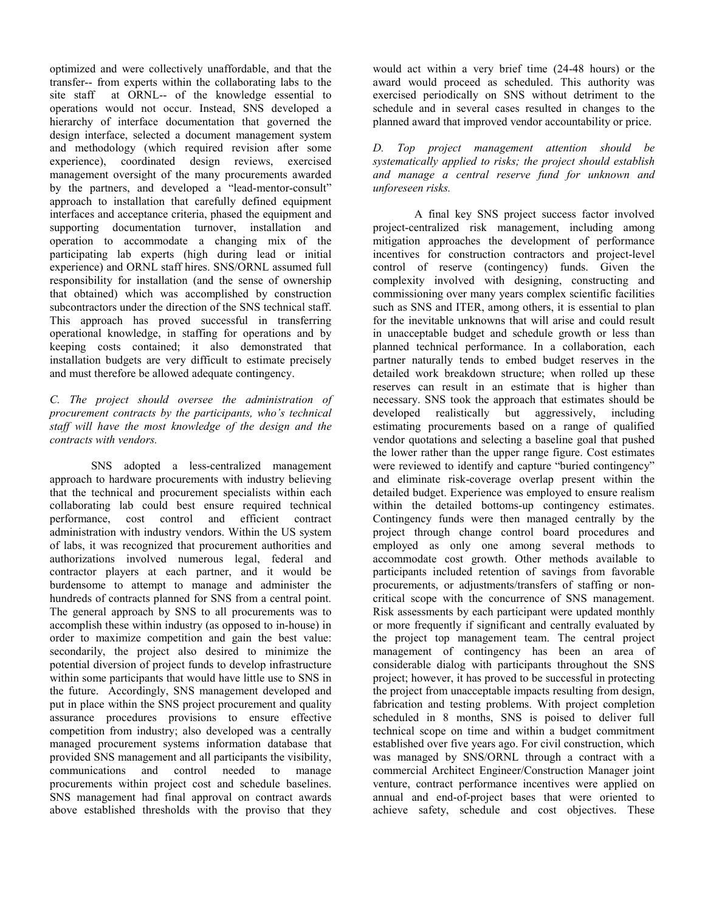optimized and were collectively unaffordable, and that the transfer-- from experts within the collaborating labs to the site staff at ORNL-- of the knowledge essential to operations would not occur. Instead, SNS developed a hierarchy of interface documentation that governed the design interface, selected a document management system and methodology (which required revision after some experience), coordinated design reviews, exercised management oversight of the many procurements awarded by the partners, and developed a "lead-mentor-consult" approach to installation that carefully defined equipment interfaces and acceptance criteria, phased the equipment and supporting documentation turnover, installation and operation to accommodate a changing mix of the participating lab experts (high during lead or initial experience) and ORNL staff hires. SNS/ORNL assumed full responsibility for installation (and the sense of ownership that obtained) which was accomplished by construction subcontractors under the direction of the SNS technical staff. This approach has proved successful in transferring operational knowledge, in staffing for operations and by keeping costs contained; it also demonstrated that installation budgets are very difficult to estimate precisely and must therefore be allowed adequate contingency.

*C. The project should oversee the administration of procurement contracts by the participants, who's technical staff will have the most knowledge of the design and the contracts with vendors.*

SNS adopted a less-centralized management approach to hardware procurements with industry believing that the technical and procurement specialists within each collaborating lab could best ensure required technical performance, cost control and efficient contract administration with industry vendors. Within the US system of labs, it was recognized that procurement authorities and authorizations involved numerous legal, federal and contractor players at each partner, and it would be burdensome to attempt to manage and administer the hundreds of contracts planned for SNS from a central point. The general approach by SNS to all procurements was to accomplish these within industry (as opposed to in-house) in order to maximize competition and gain the best value: secondarily, the project also desired to minimize the potential diversion of project funds to develop infrastructure within some participants that would have little use to SNS in the future. Accordingly, SNS management developed and put in place within the SNS project procurement and quality assurance procedures provisions to ensure effective competition from industry; also developed was a centrally managed procurement systems information database that provided SNS management and all participants the visibility, communications and control needed to manage procurements within project cost and schedule baselines. SNS management had final approval on contract awards above established thresholds with the proviso that they would act within a very brief time (24-48 hours) or the award would proceed as scheduled. This authority was exercised periodically on SNS without detriment to the schedule and in several cases resulted in changes to the planned award that improved vendor accountability or price.

*D. Top project management attention should be systematically applied to risks; the project should establish and manage a central reserve fund for unknown and unforeseen risks.*

A final key SNS project success factor involved project-centralized risk management, including among mitigation approaches the development of performance incentives for construction contractors and project-level control of reserve (contingency) funds. Given the complexity involved with designing, constructing and commissioning over many years complex scientific facilities such as SNS and ITER, among others, it is essential to plan for the inevitable unknowns that will arise and could result in unacceptable budget and schedule growth or less than planned technical performance. In a collaboration, each partner naturally tends to embed budget reserves in the detailed work breakdown structure; when rolled up these reserves can result in an estimate that is higher than necessary. SNS took the approach that estimates should be developed realistically but aggressively, including estimating procurements based on a range of qualified vendor quotations and selecting a baseline goal that pushed the lower rather than the upper range figure. Cost estimates were reviewed to identify and capture "buried contingency" and eliminate risk-coverage overlap present within the detailed budget. Experience was employed to ensure realism within the detailed bottoms-up contingency estimates. Contingency funds were then managed centrally by the project through change control board procedures and employed as only one among several methods to accommodate cost growth. Other methods available to participants included retention of savings from favorable procurements, or adjustments/transfers of staffing or non-critical scope with the concurrence of SNS management. Risk assessments by each participant were updated monthly or more frequently if significant and centrally evaluated by the project top management team. The central project management of contingency has been an area of considerable dialog with participants throughout the SNS project; however, it has proved to be successful in protecting the project from unacceptable impacts resulting from design, fabrication and testing problems. With project completion scheduled in 8 months, SNS is poised to deliver full technical scope on time and within a budget commitment established over five years ago. For civil construction, which was managed by SNS/ORNL through a contract with a commercial Architect Engineer/Construction Manager joint venture, contract performance incentives were applied on annual and end-of-project bases that were oriented to achieve safety, schedule and cost objectives. These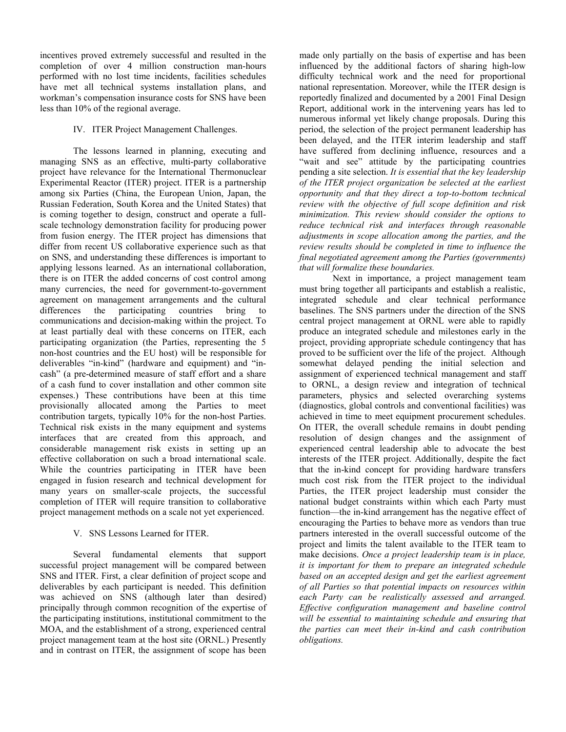incentives proved extremely successful and resulted in the completion of over 4 million construction man-hours performed with no lost time incidents, facilities schedules have met all technical systems installation plans, and workman's compensation insurance costs for SNS have been less than 10% of the regional average.

## IV. ITER Project Management Challenges.

The lessons learned in planning, executing and managing SNS as an effective, multi-party collaborative project have relevance for the International Thermonuclear Experimental Reactor (ITER) project. ITER is a partnership among six Parties (China, the European Union, Japan, the Russian Federation, South Korea and the United States) that is coming together to design, construct and operate a full-scale technology demonstration facility for producing power from fusion energy. The ITER project has dimensions that differ from recent US collaborative experience such as that on SNS, and understanding these differences is important to applying lessons learned. As an international collaboration, there is on ITER the added concerns of cost control among many currencies, the need for government-to-government agreement on management arrangements and the cultural differences the participating countries bring to communications and decision-making within the project. To at least partially deal with these concerns on ITER, each participating organization (the Parties, representing the 5 non-host countries and the EU host) will be responsible for deliverables "in-kind" (hardware and equipment) and "in-cash" (a pre-determined measure of staff effort and a share of a cash fund to cover installation and other common site expenses.) These contributions have been at this time provisionally allocated among the Parties to meet contribution targets, typically 10% for the non-host Parties. Technical risk exists in the many equipment and systems interfaces that are created from this approach, and considerable management risk exists in setting up an effective collaboration on such a broad international scale. While the countries participating in ITER have been engaged in fusion research and technical development for many years on smaller-scale projects, the successful completion of ITER will require transition to collaborative project management methods on a scale not yet experienced.

## V. SNS Lessons Learned for ITER.

Several fundamental elements that support successful project management will be compared between SNS and ITER. First, a clear definition of project scope and deliverables by each participant is needed. This definition was achieved on SNS (although later than desired) principally through common recognition of the expertise of the participating institutions, institutional commitment to the MOA, and the establishment of a strong, experienced central project management team at the host site (ORNL.) Presently and in contrast on ITER, the assignment of scope has been made only partially on the basis of expertise and has been influenced by the additional factors of sharing high-low difficulty technical work and the need for proportional national representation. Moreover, while the ITER design is reportedly finalized and documented by a 2001 Final Design Report, additional work in the intervening years has led to numerous informal yet likely change proposals. During this period, the selection of the project permanent leadership has been delayed, and the ITER interim leadership and staff have suffered from declining influence, resources and a "wait and see" attitude by the participating countries pending a site selection. *It is essential that the key leadership of the ITER project organization be selected at the earliest opportunity and that they direct a top-to-bottom technical review with the objective of full scope definition and risk minimization. This review should consider the options to reduce technical risk and interfaces through reasonable adjustments in scope allocation among the parties, and the review results should be completed in time to influence the final negotiated agreement among the Parties (governments) that will formalize these boundaries.*

Next in importance, a project management team must bring together all participants and establish a realistic, integrated schedule and clear technical performance baselines. The SNS partners under the direction of the SNS central project management at ORNL were able to rapidly produce an integrated schedule and milestones early in the project, providing appropriate schedule contingency that has proved to be sufficient over the life of the project. Although somewhat delayed pending the initial selection and assignment of experienced technical management and staff to ORNL, a design review and integration of technical parameters, physics and selected overarching systems (diagnostics, global controls and conventional facilities) was achieved in time to meet equipment procurement schedules. On ITER, the overall schedule remains in doubt pending resolution of design changes and the assignment of experienced central leadership able to advocate the best interests of the ITER project. Additionally, despite the fact that the in-kind concept for providing hardware transfers much cost risk from the ITER project to the individual Parties, the ITER project leadership must consider the national budget constraints within which each Party must function—the in-kind arrangement has the negative effect of encouraging the Parties to behave more as vendors than true partners interested in the overall successful outcome of the project and limits the talent available to the ITER team to make decisions. *Once a project leadership team is in place, it is important for them to prepare an integrated schedule based on an accepted design and get the earliest agreement of all Parties so that potential impacts on resources within each Party can be realistically assessed and arranged. Effective configuration management and baseline control will be essential to maintaining schedule and ensuring that the parties can meet their in-kind and cash contribution obligations.*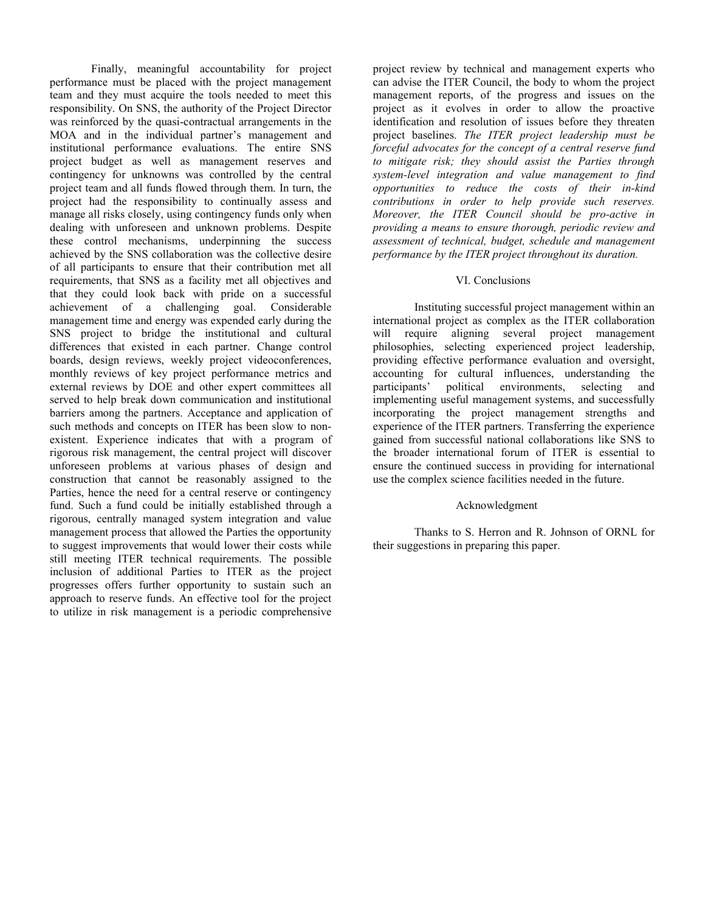Finally, meaningful accountability for project performance must be placed with the project management team and they must acquire the tools needed to meet this responsibility. On SNS, the authority of the Project Director was reinforced by the quasi-contractual arrangements in the MOA and in the individual partner's management and institutional performance evaluations. The entire SNS project budget as well as management reserves and contingency for unknowns was controlled by the central project team and all funds flowed through them. In turn, the project had the responsibility to continually assess and manage all risks closely, using contingency funds only when dealing with unforeseen and unknown problems. Despite these control mechanisms, underpinning the success achieved by the SNS collaboration was the collective desire of all participants to ensure that their contribution met all requirements, that SNS as a facility met all objectives and that they could look back with pride on a successful achievement of a challenging goal. Considerable management time and energy was expended early during the SNS project to bridge the institutional and cultural differences that existed in each partner. Change control boards, design reviews, weekly project videoconferences, monthly reviews of key project performance metrics and external reviews by DOE and other expert committees all served to help break down communication and institutional barriers among the partners. Acceptance and application of such methods and concepts on ITER has been slow to non-existent. Experience indicates that with a program of rigorous risk management, the central project will discover unforeseen problems at various phases of design and construction that cannot be reasonably assigned to the Parties, hence the need for a central reserve or contingency fund. Such a fund could be initially established through a rigorous, centrally managed system integration and value management process that allowed the Parties the opportunity to suggest improvements that would lower their costs while still meeting ITER technical requirements. The possible inclusion of additional Parties to ITER as the project progresses offers further opportunity to sustain such an approach to reserve funds. An effective tool for the project to utilize in risk management is a periodic comprehensive project review by technical and management experts who can advise the ITER Council, the body to whom the project management reports, of the progress and issues on the project as it evolves in order to allow the proactive identification and resolution of issues before they threaten project baselines. *The ITER project leadership must be forceful advocates for the concept of a central reserve fund to mitigate risk; they should assist the Parties through system-level integration and value management to find opportunities to reduce the costs of their in-kind contributions in order to help provide such reserves. Moreover, the ITER Council should be pro-active in providing a means to ensure thorough, periodic review and assessment of technical, budget, schedule and management performance by the ITER project throughout its duration.*

## VI. Conclusions

Instituting successful project management within an international project as complex as the ITER collaboration will require aligning several project management philosophies, selecting experienced project leadership, providing effective performance evaluation and oversight, accounting for cultural influences, understanding the participants' political environments, selecting and implementing useful management systems, and successfully incorporating the project management strengths and experience of the ITER partners. Transferring the experience gained from successful national collaborations like SNS to the broader international forum of ITER is essential to ensure the continued success in providing for international use the complex science facilities needed in the future.

## Acknowledgment

Thanks to S. Herron and R. Johnson of ORNL for their suggestions in preparing this paper.